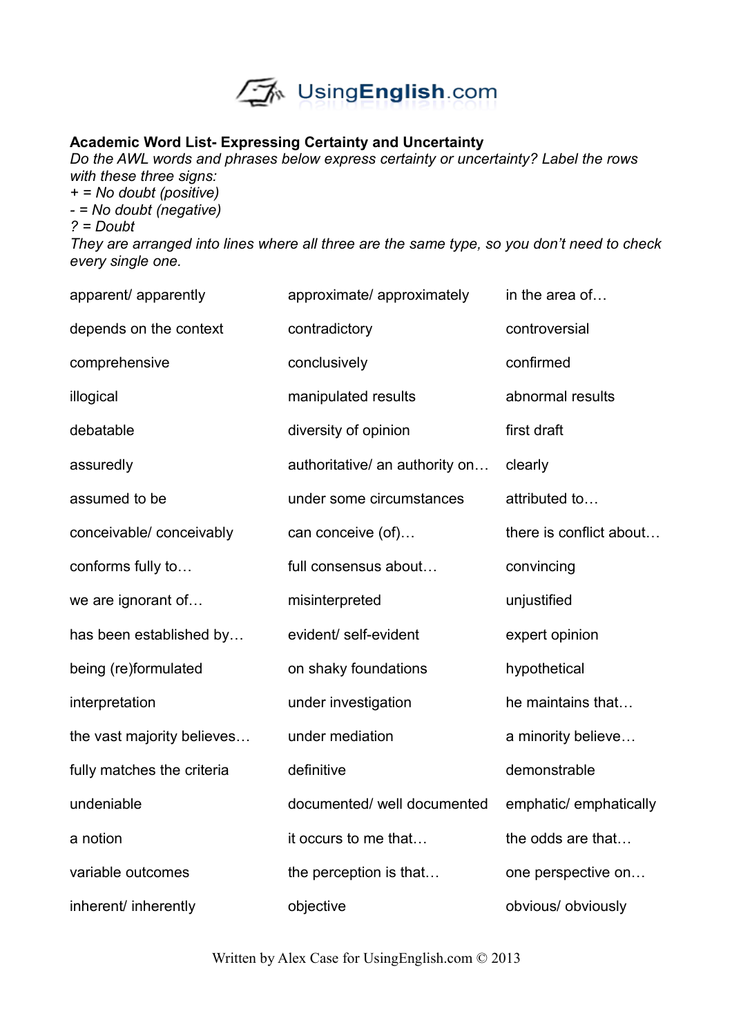UsingEnglish.com

**Academic Word List- Expressing Certainty and Uncertainty**

*Do the AWL words and phrases below express certainty or uncertainty? Label the rows with these three signs:*
*+ = No doubt (positive)*
*- = No doubt (negative)*
*? = Doubt*
*They are arranged into lines where all three are the same type, so you don't need to check every single one.*

| | | |
|---|---|---|
| apparent/ apparently | approximate/ approximately | in the area of… |
| depends on the context | contradictory | controversial |
| comprehensive | conclusively | confirmed |
| illogical | manipulated results | abnormal results |
| debatable | diversity of opinion | first draft |
| assuredly | authoritative/ an authority on… | clearly |
| assumed to be | under some circumstances | attributed to… |
| conceivable/ conceivably | can conceive (of)… | there is conflict about… |
| conforms fully to… | full consensus about… | convincing |
| we are ignorant of… | misinterpreted | unjustified |
| has been established by… | evident/ self-evident | expert opinion |
| being (re)formulated | on shaky foundations | hypothetical |
| interpretation | under investigation | he maintains that… |
| the vast majority believes… | under mediation | a minority believe… |
| fully matches the criteria | definitive | demonstrable |
| undeniable | documented/ well documented | emphatic/ emphatically |
| a notion | it occurs to me that… | the odds are that… |
| variable outcomes | the perception is that… | one perspective on… |
| inherent/ inherently | objective | obvious/ obviously |

Written by Alex Case for UsingEnglish.com © 2013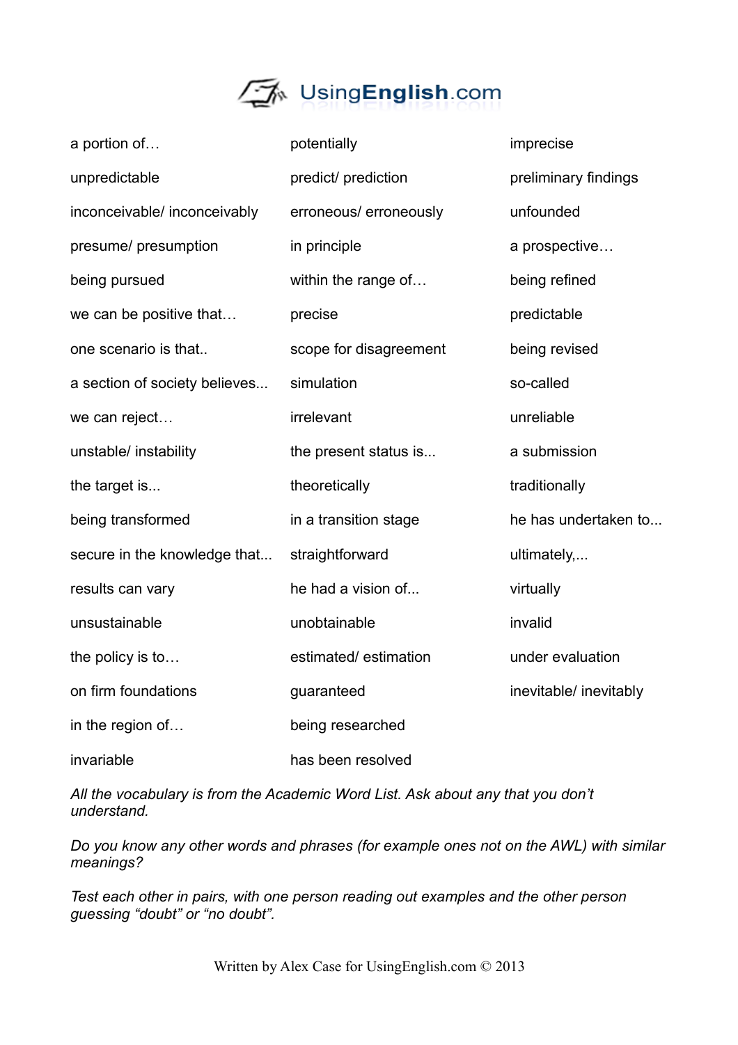| | | |
|---|---|---|
| a portion of… | potentially | imprecise |
| unpredictable | predict/ prediction | preliminary findings |
| inconceivable/ inconceivably | erroneous/ erroneously | unfounded |
| presume/ presumption | in principle | a prospective… |
| being pursued | within the range of… | being refined |
| we can be positive that… | precise | predictable |
| one scenario is that.. | scope for disagreement | being revised |
| a section of society believes... | simulation | so-called |
| we can reject… | irrelevant | unreliable |
| unstable/ instability | the present status is... | a submission |
| the target is... | theoretically | traditionally |
| being transformed | in a transition stage | he has undertaken to... |
| secure in the knowledge that... | straightforward | ultimately,... |
| results can vary | he had a vision of... | virtually |
| unsustainable | unobtainable | invalid |
| the policy is to… | estimated/ estimation | under evaluation |
| on firm foundations | guaranteed | inevitable/ inevitably |
| in the region of… | being researched | |
| invariable | has been resolved | |

*All the vocabulary is from the Academic Word List. Ask about any that you don't understand.*

*Do you know any other words and phrases (for example ones not on the AWL) with similar meanings?*

*Test each other in pairs, with one person reading out examples and the other person guessing "doubt" or "no doubt".*